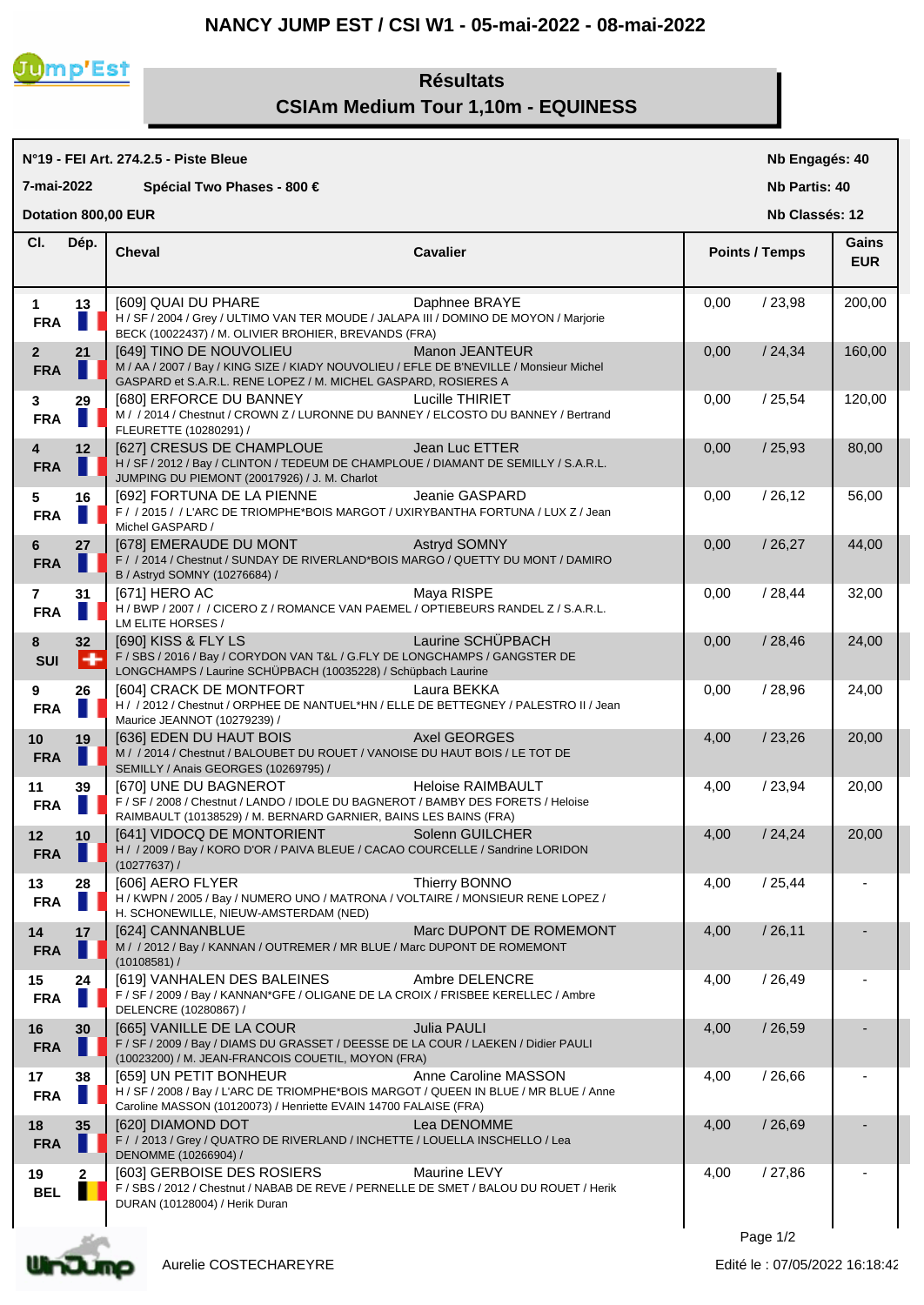# NANCY JUMP EST / CSI W1 - 05-mai-2022 - 08-mai-2022

## Résultats
## CSIAm Medium Tour 1,10m - EQUINESS

**N°19 - FEI Art. 274.2.5 - Piste Bleue**
**7-mai-2022** **Spécial Two Phases - 800 €**
**Dotation 800,00 EUR**

**Nb Engagés: 40**
**Nb Partis: 40**
**Nb Classés: 12**

| Cl. | Dép. | Cheval | Cavalier | Points / Temps | Gains EUR |
|---|---|---|---|---|---|
| 1 FRA | 13 | [609] QUAI DU PHARE<br>H / SF / 2004 / Grey / ULTIMO VAN TER MOUDE / JALAPA III / DOMINO DE MOYON / Marjorie BECK (10022437) / M. OLIVIER BROHIER, BREVANDS (FRA) | Daphnee BRAYE | 0,00 / 23,98 | 200,00 |
| 2 FRA | 21 | [649] TINO DE NOUVOLIEU<br>M / AA / 2007 / Bay / KING SIZE / KIADY NOUVOLIEU / EFLE DE B'NEVILLE / Monsieur Michel GASPARD et S.A.R.L. RENE LOPEZ / M. MICHEL GASPARD, ROSIERES A | Manon JEANTEUR | 0,00 / 24,34 | 160,00 |
| 3 FRA | 29 | [680] ERFORCE DU BANNEY<br>M / / 2014 / Chestnut / CROWN Z / LURONNE DU BANNEY / ELCOSTO DU BANNEY / Bertrand FLEURETTE (10280291) / | Lucille THIRIET | 0,00 / 25,54 | 120,00 |
| 4 FRA | 12 | [627] CRESUS DE CHAMPLOUE<br>H / SF / 2012 / Bay / CLINTON / TEDEUM DE CHAMPLOUE / DIAMANT DE SEMILLY / S.A.R.L. JUMPING DU PIEMONT (20017926) / J. M. Charlot | Jean Luc ETTER | 0,00 / 25,93 | 80,00 |
| 5 FRA | 16 | [692] FORTUNA DE LA PIENNE<br>F / / 2015 / / L'ARC DE TRIOMPHE*BOIS MARGOT / UXIRYBANTHA FORTUNA / LUX Z / Jean Michel GASPARD / | Jeanie GASPARD | 0,00 / 26,12 | 56,00 |
| 6 FRA | 27 | [678] EMERAUDE DU MONT<br>F / / 2014 / Chestnut / SUNDAY DE RIVERLAND*BOIS MARGO / QUETTY DU MONT / DAMIRO B / Astryd SOMNY (10276684) / | Astryd SOMNY | 0,00 / 26,27 | 44,00 |
| 7 FRA | 31 | [671] HERO AC<br>H / BWP / 2007 / / CICERO Z / ROMANCE VAN PAEMEL / OPTIEBEURS RANDEL Z / S.A.R.L. LM ELITE HORSES / | Maya RISPE | 0,00 / 28,44 | 32,00 |
| 8 SUI | 32 | [690] KISS & FLY LS<br>F / SBS / 2016 / Bay / CORYDON VAN T&L / G.FLY DE LONGCHAMPS / GANGSTER DE LONGCHAMPS / Laurine SCHÜPBACH (10035228) / Schüpbach Laurine | Laurine SCHÜPBACH | 0,00 / 28,46 | 24,00 |
| 9 FRA | 26 | [604] CRACK DE MONTFORT<br>H / / 2012 / Chestnut / ORPHEE DE NANTUEL*HN / ELLE DE BETTEGNEY / PALESTRO II / Jean Maurice JEANNOT (10279239) / | Laura BEKKA | 0,00 / 28,96 | 24,00 |
| 10 FRA | 19 | [636] EDEN DU HAUT BOIS<br>M / / 2014 / Chestnut / BALOUBET DU ROUET / VANOISE DU HAUT BOIS / LE TOT DE SEMILLY / Anais GEORGES (10269795) / | Axel GEORGES | 4,00 / 23,26 | 20,00 |
| 11 FRA | 39 | [670] UNE DU BAGNEROT<br>F / SF / 2008 / Chestnut / LANDO / IDOLE DU BAGNEROT / BAMBY DES FORETS / Heloise RAIMBAULT (10138529) / M. BERNARD GARNIER, BAINS LES BAINS (FRA) | Heloise RAIMBAULT | 4,00 / 23,94 | 20,00 |
| 12 FRA | 10 | [641] VIDOCQ DE MONTORIENT<br>H / / 2009 / Bay / KORO D'OR / PAIVA BLEUE / CACAO COURCELLE / Sandrine LORIDON (10277637) / | Solenn GUILCHER | 4,00 / 24,24 | 20,00 |
| 13 FRA | 28 | [606] AERO FLYER<br>H / KWPN / 2005 / Bay / NUMERO UNO / MATRONA / VOLTAIRE / MONSIEUR RENE LOPEZ / H. SCHONEWILLE, NIEUW-AMSTERDAM (NED) | Thierry BONNO | 4,00 / 25,44 | - |
| 14 FRA | 17 | [624] CANNANBLUE<br>M / / 2012 / Bay / KANNAN / OUTREMER / MR BLUE / Marc DUPONT DE ROMEMONT (10108581) / | Marc DUPONT DE ROMEMONT | 4,00 / 26,11 | - |
| 15 FRA | 24 | [619] VANHALEN DES BALEINES<br>F / SF / 2009 / Bay / KANNAN*GFE / OLIGANE DE LA CROIX / FRISBEE KERELLEC / Ambre DELENCRE (10280867) / | Ambre DELENCRE | 4,00 / 26,49 | - |
| 16 FRA | 30 | [665] VANILLE DE LA COUR<br>F / SF / 2009 / Bay / DIAMS DU GRASSET / DEESSE DE LA COUR / LAEKEN / Didier PAULI (10023200) / M. JEAN-FRANCOIS COUETIL, MOYON (FRA) | Julia PAULI | 4,00 / 26,59 | - |
| 17 FRA | 38 | [659] UN PETIT BONHEUR<br>H / SF / 2008 / Bay / L'ARC DE TRIOMPHE*BOIS MARGOT / QUEEN IN BLUE / MR BLUE / Anne Caroline MASSON (10120073) / Henriette EVAIN 14700 FALAISE (FRA) | Anne Caroline MASSON | 4,00 / 26,66 | - |
| 18 FRA | 35 | [620] DIAMOND DOT<br>F / / 2013 / Grey / QUATRO DE RIVERLAND / INCHETTE / LOUELLA INSCHELLO / Lea DENOMME (10266904) / | Lea DENOMME | 4,00 / 26,69 | - |
| 19 BEL | 2 | [603] GERBOISE DES ROSIERS<br>F / SBS / 2012 / Chestnut / NABAB DE REVE / PERNELLE DE SMET / BALOU DU ROUET / Herik DURAN (10128004) / Herik Duran | Maurine LEVY | 4,00 / 27,86 | - |

Aurelie COSTECHAREYRE

Edité le : 07/05/2022 16:18:42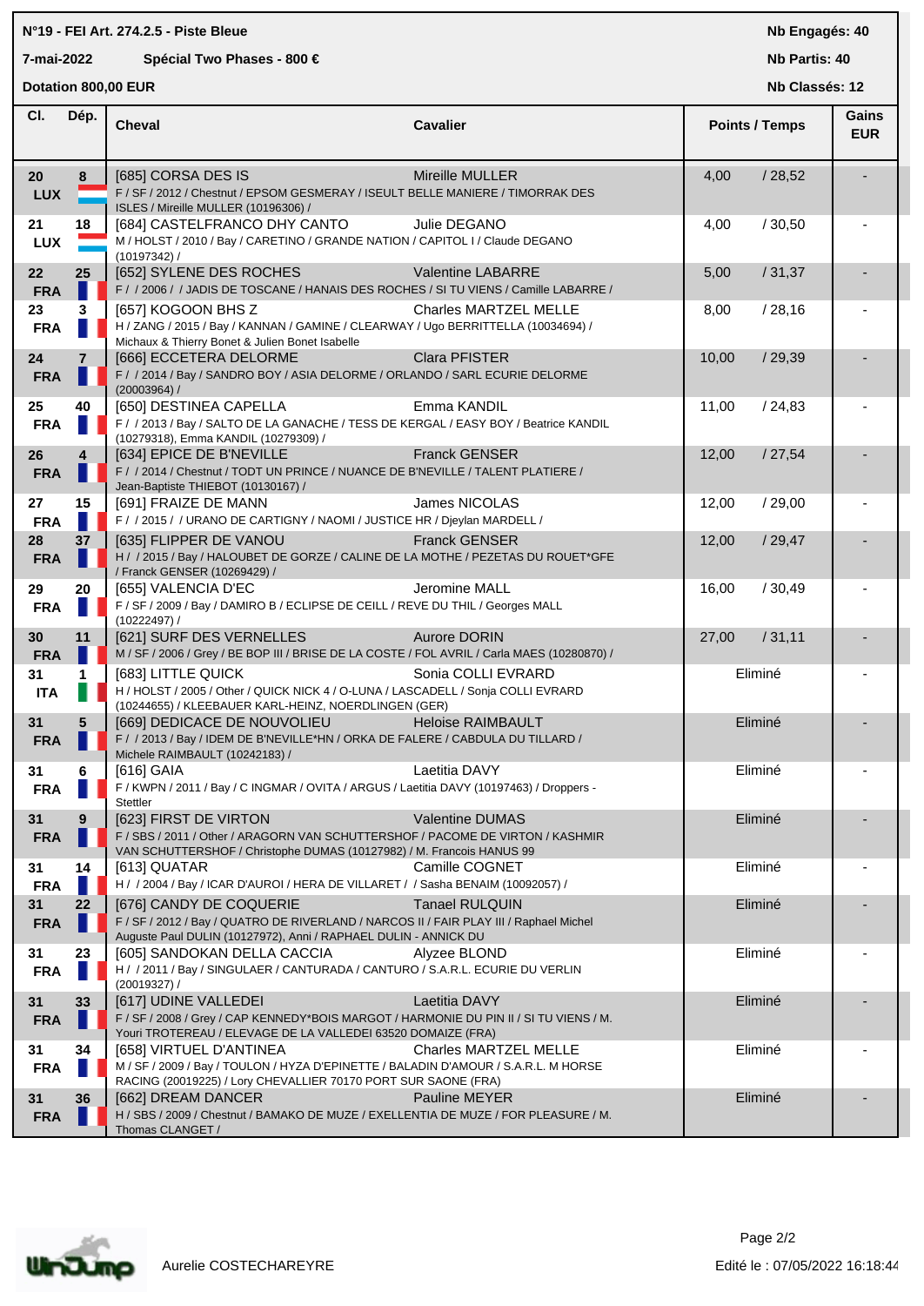N°19 - FEI Art. 274.2.5 - Piste Bleue

7-mai-2022 Spécial Two Phases - 800 €

Dotation 800,00 EUR

Nb Engagés: 40

Nb Partis: 40

Nb Classés: 12

| Cl. | Dép. | Cheval | Cavalier | Points / Temps | | Gains EUR |
|---|---|---|---|---|---|---|
| 20 LUX | 8 | [685] CORSA DES IS<br>F / SF / 2012 / Chestnut / EPSOM GESMERAY / ISEULT BELLE MANIERE / TIMORRAK DES ISLES / Mireille MULLER (10196306) / | Mireille MULLER | 4,00 | / 28,52 | - |
| 21 LUX | 18 | [684] CASTELFRANCO DHY CANTO<br>M / HOLST / 2010 / Bay / CARETINO / GRANDE NATION / CAPITOL I / Claude DEGANO (10197342) / | Julie DEGANO | 4,00 | / 30,50 | - |
| 22 FRA | 25 | [652] SYLENE DES ROCHES<br>F / / 2006 / / JADIS DE TOSCANE / HANAIS DES ROCHES / SI TU VIENS / Camille LABARRE / | Valentine LABARRE | 5,00 | / 31,37 | - |
| 23 FRA | 3 | [657] KOGOON BHS Z<br>H / ZANG / 2015 / Bay / KANNAN / GAMINE / CLEARWAY / Ugo BERRITTELLA (10034694) / Michaux & Thierry Bonet & Julien Bonet Isabelle | Charles MARTZEL MELLE | 8,00 | / 28,16 | - |
| 24 FRA | 7 | [666] ECCETERA DELORME<br>F / / 2014 / Bay / SANDRO BOY / ASIA DELORME / ORLANDO / SARL ECURIE DELORME (20003964) / | Clara PFISTER | 10,00 | / 29,39 | - |
| 25 FRA | 40 | [650] DESTINEA CAPELLA<br>F / / 2013 / Bay / SALTO DE LA GANACHE / TESS DE KERGAL / EASY BOY / Beatrice KANDIL (10279318), Emma KANDIL (10279309) / | Emma KANDIL | 11,00 | / 24,83 | - |
| 26 FRA | 4 | [634] EPICE DE B'NEVILLE<br>F / / 2014 / Chestnut / TODT UN PRINCE / NUANCE DE B'NEVILLE / TALENT PLATIERE / Jean-Baptiste THIEBOT (10130167) / | Franck GENSER | 12,00 | / 27,54 | - |
| 27 FRA | 15 | [691] FRAIZE DE MANN<br>F / / 2015 / / URANO DE CARTIGNY / NAOMI / JUSTICE HR / Djeylan MARDELL / | James NICOLAS | 12,00 | / 29,00 | - |
| 28 FRA | 37 | [635] FLIPPER DE VANOU<br>H / / 2015 / Bay / HALOUBET DE GORZE / CALINE DE LA MOTHE / PEZETAS DU ROUET*GFE / Franck GENSER (10269429) / | Franck GENSER | 12,00 | / 29,47 | - |
| 29 FRA | 20 | [655] VALENCIA D'EC<br>F / SF / 2009 / Bay / DAMIRO B / ECLIPSE DE CEILL / REVE DU THIL / Georges MALL (10222497) / | Jeromine MALL | 16,00 | / 30,49 | - |
| 30 FRA | 11 | [621] SURF DES VERNELLES<br>M / SF / 2006 / Grey / BE BOP III / BRISE DE LA COSTE / FOL AVRIL / Carla MAES (10280870) / | Aurore DORIN | 27,00 | / 31,11 | - |
| 31 ITA | 1 | [683] LITTLE QUICK<br>H / HOLST / 2005 / Other / QUICK NICK 4 / O-LUNA / LASCADELL / Sonja COLLI EVRARD (10244655) / KLEEBAUER KARL-HEINZ, NOERDLINGEN (GER) | Sonia COLLI EVRARD | Eliminé | | - |
| 31 FRA | 5 | [669] DEDICACE DE NOUVOLIEU<br>F / / 2013 / Bay / IDEM DE B'NEVILLE*HN / ORKA DE FALERE / CABDULA DU TILLARD / Michele RAIMBAULT (10242183) / | Heloise RAIMBAULT | Eliminé | | - |
| 31 FRA | 6 | [616] GAIA<br>F / KWPN / 2011 / Bay / C INGMAR / OVITA / ARGUS / Laetitia DAVY (10197463) / Droppers - Stettler | Laetitia DAVY | Eliminé | | - |
| 31 FRA | 9 | [623] FIRST DE VIRTON<br>F / SBS / 2011 / Other / ARAGORN VAN SCHUTTERSHOF / PACOME DE VIRTON / KASHMIR VAN SCHUTTERSHOF / Christophe DUMAS (10127982) / M. Francois HANUS 99 | Valentine DUMAS | Eliminé | | - |
| 31 FRA | 14 | [613] QUATAR<br>H / / 2004 / Bay / ICAR D'AUROI / HERA DE VILLARET / / Sasha BENAIM (10092057) / | Camille COGNET | Eliminé | | - |
| 31 FRA | 22 | [676] CANDY DE COQUERIE<br>F / SF / 2012 / Bay / QUATRO DE RIVERLAND / NARCOS II / FAIR PLAY III / Raphael Michel Auguste Paul DULIN (10127972), Anni / RAPHAEL DULIN - ANNICK DU | Tanael RULQUIN | Eliminé | | - |
| 31 FRA | 23 | [605] SANDOKAN DELLA CACCIA<br>H / / 2011 / Bay / SINGULAER / CANTURADA / CANTURO / S.A.R.L. ECURIE DU VERLIN (20019327) / | Alyzee BLOND | Eliminé | | - |
| 31 FRA | 33 | [617] UDINE VALLEDEI<br>F / SF / 2008 / Grey / CAP KENNEDY*BOIS MARGOT / HARMONIE DU PIN II / SI TU VIENS / M. Youri TROTEREAU / ELEVAGE DE LA VALLEDEI 63520 DOMAIZE (FRA) | Laetitia DAVY | Eliminé | | - |
| 31 FRA | 34 | [658] VIRTUEL D'ANTINEA<br>M / SF / 2009 / Bay / TOULON / HYZA D'EPINETTE / BALADIN D'AMOUR / S.A.R.L. M HORSE RACING (20019225) / Lory CHEVALLIER 70170 PORT SUR SAONE (FRA) | Charles MARTZEL MELLE | Eliminé | | - |
| 31 FRA | 36 | [662] DREAM DANCER<br>H / SBS / 2009 / Chestnut / BAMAKO DE MUZE / EXELLENTIA DE MUZE / FOR PLEASURE / M. Thomas CLANGET / | Pauline MEYER | Eliminé | | - |

Aurelie COSTECHAREYRE

Edité le : 07/05/2022 16:18:44